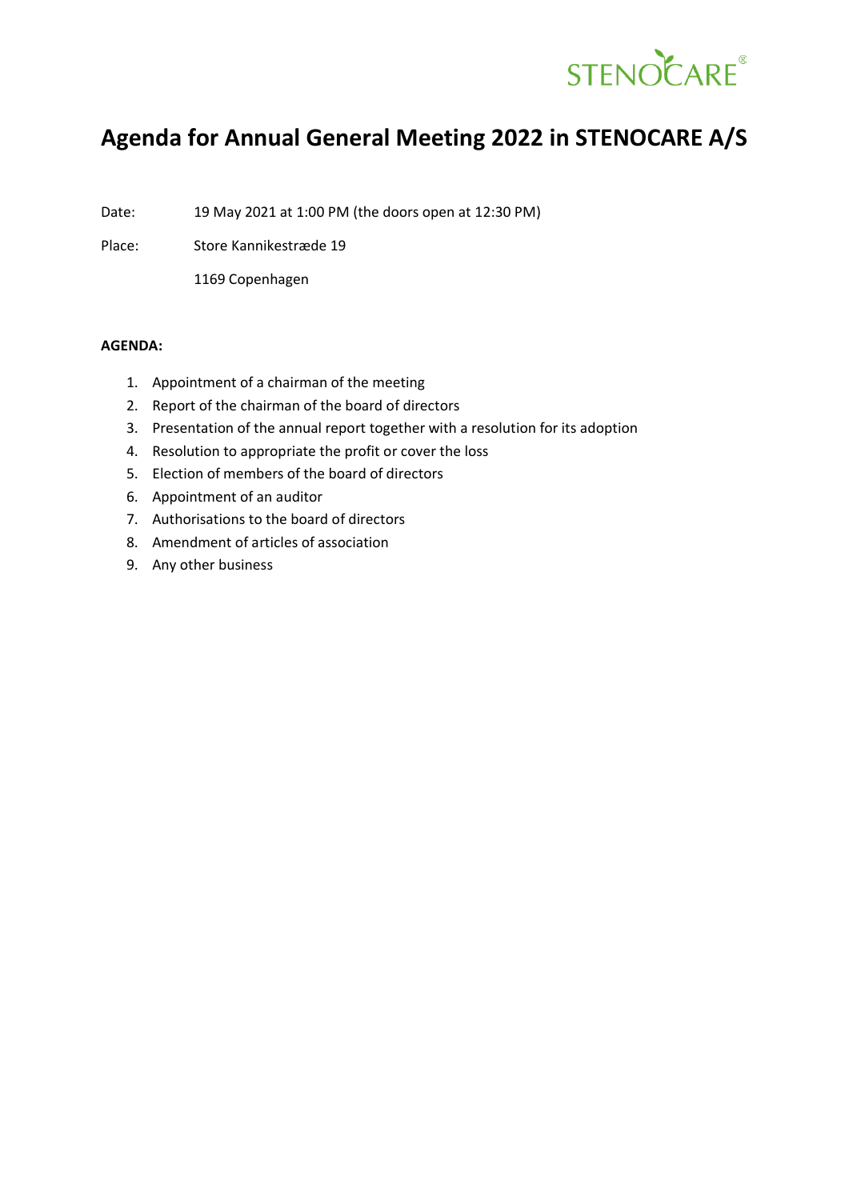STENOCARE®

# Agenda for Annual General Meeting 2022 in STENOCARE A/S

Date: 19 May 2021 at 1:00 PM (the doors open at 12:30 PM)

Place: Store Kannikestræde 19

1169 Copenhagen

**AGENDA:**

1. Appointment of a chairman of the meeting
2. Report of the chairman of the board of directors
3. Presentation of the annual report together with a resolution for its adoption
4. Resolution to appropriate the profit or cover the loss
5. Election of members of the board of directors
6. Appointment of an auditor
7. Authorisations to the board of directors
8. Amendment of articles of association
9. Any other business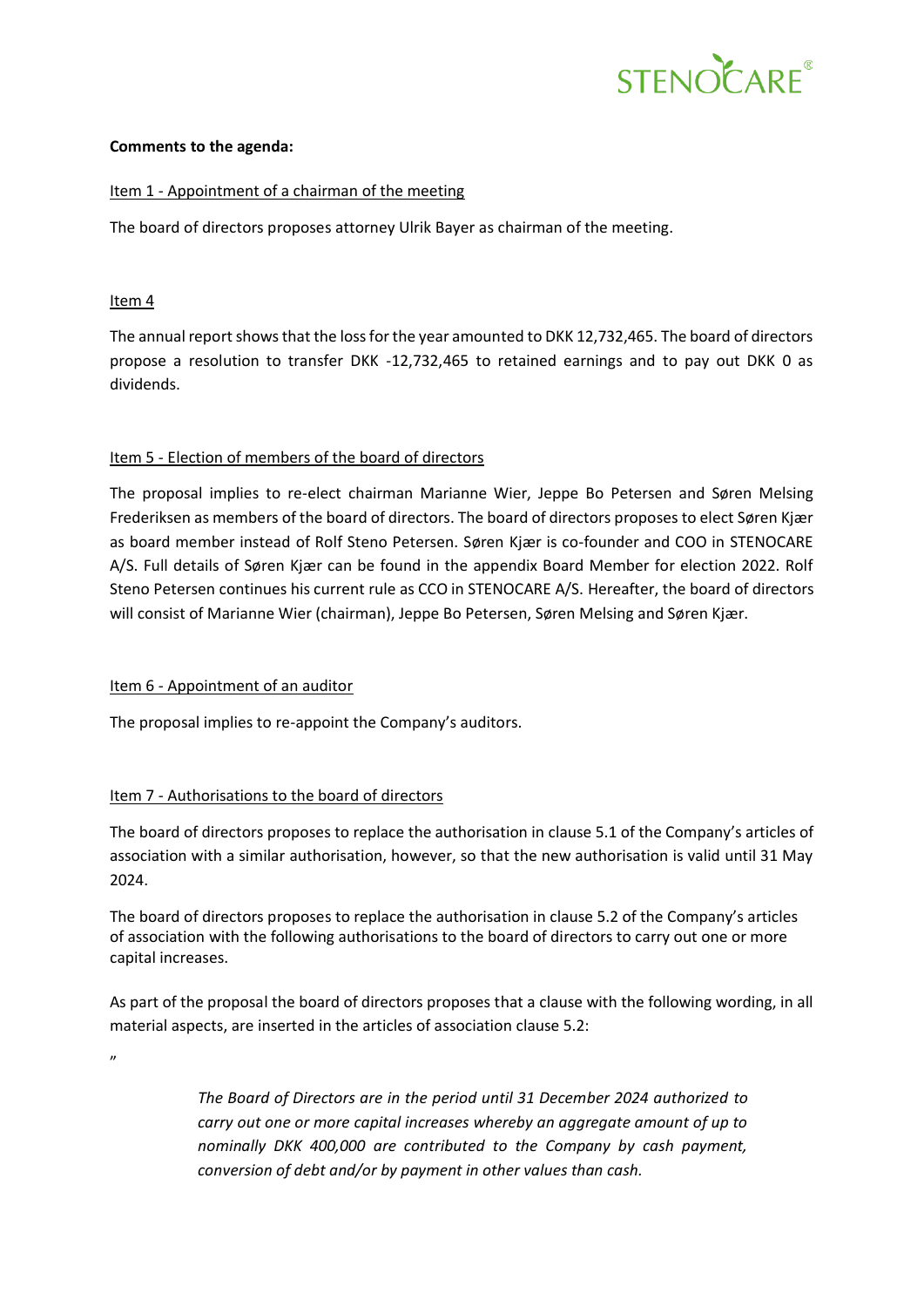**Comments to the agenda:**

Item 1 - Appointment of a chairman of the meeting

The board of directors proposes attorney Ulrik Bayer as chairman of the meeting.

Item 4

The annual report shows that the loss for the year amounted to DKK 12,732,465. The board of directors propose a resolution to transfer DKK -12,732,465 to retained earnings and to pay out DKK 0 as dividends.

Item 5 - Election of members of the board of directors

The proposal implies to re-elect chairman Marianne Wier, Jeppe Bo Petersen and Søren Melsing Frederiksen as members of the board of directors. The board of directors proposes to elect Søren Kjær as board member instead of Rolf Steno Petersen. Søren Kjær is co-founder and COO in STENOCARE A/S. Full details of Søren Kjær can be found in the appendix Board Member for election 2022. Rolf Steno Petersen continues his current rule as CCO in STENOCARE A/S. Hereafter, the board of directors will consist of Marianne Wier (chairman), Jeppe Bo Petersen, Søren Melsing and Søren Kjær.

Item 6 - Appointment of an auditor

The proposal implies to re-appoint the Company's auditors.

Item 7 - Authorisations to the board of directors

The board of directors proposes to replace the authorisation in clause 5.1 of the Company's articles of association with a similar authorisation, however, so that the new authorisation is valid until 31 May 2024.

The board of directors proposes to replace the authorisation in clause 5.2 of the Company's articles of association with the following authorisations to the board of directors to carry out one or more capital increases.

As part of the proposal the board of directors proposes that a clause with the following wording, in all material aspects, are inserted in the articles of association clause 5.2:

"

> *The Board of Directors are in the period until 31 December 2024 authorized to carry out one or more capital increases whereby an aggregate amount of up to nominally DKK 400,000 are contributed to the Company by cash payment, conversion of debt and/or by payment in other values than cash.*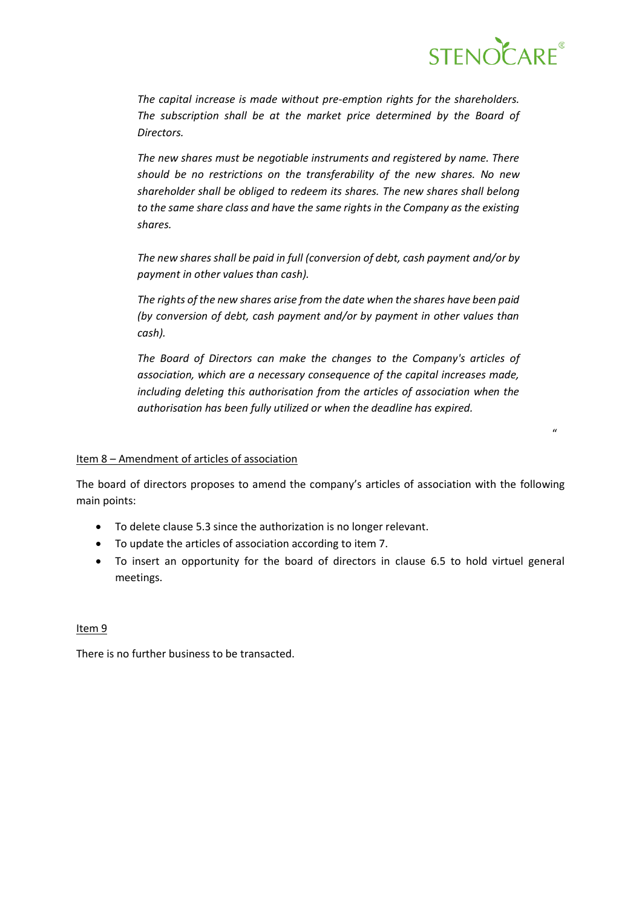*The capital increase is made without pre-emption rights for the shareholders. The subscription shall be at the market price determined by the Board of Directors.*

*The new shares must be negotiable instruments and registered by name. There should be no restrictions on the transferability of the new shares. No new shareholder shall be obliged to redeem its shares. The new shares shall belong to the same share class and have the same rights in the Company as the existing shares.*

*The new shares shall be paid in full (conversion of debt, cash payment and/or by payment in other values than cash).*

*The rights of the new shares arise from the date when the shares have been paid (by conversion of debt, cash payment and/or by payment in other values than cash).*

*The Board of Directors can make the changes to the Company's articles of association, which are a necessary consequence of the capital increases made, including deleting this authorisation from the articles of association when the authorisation has been fully utilized or when the deadline has expired.*

"

Item 8 – Amendment of articles of association

The board of directors proposes to amend the company's articles of association with the following main points:

- To delete clause 5.3 since the authorization is no longer relevant.
- To update the articles of association according to item 7.
- To insert an opportunity for the board of directors in clause 6.5 to hold virtuel general meetings.

Item 9

There is no further business to be transacted.